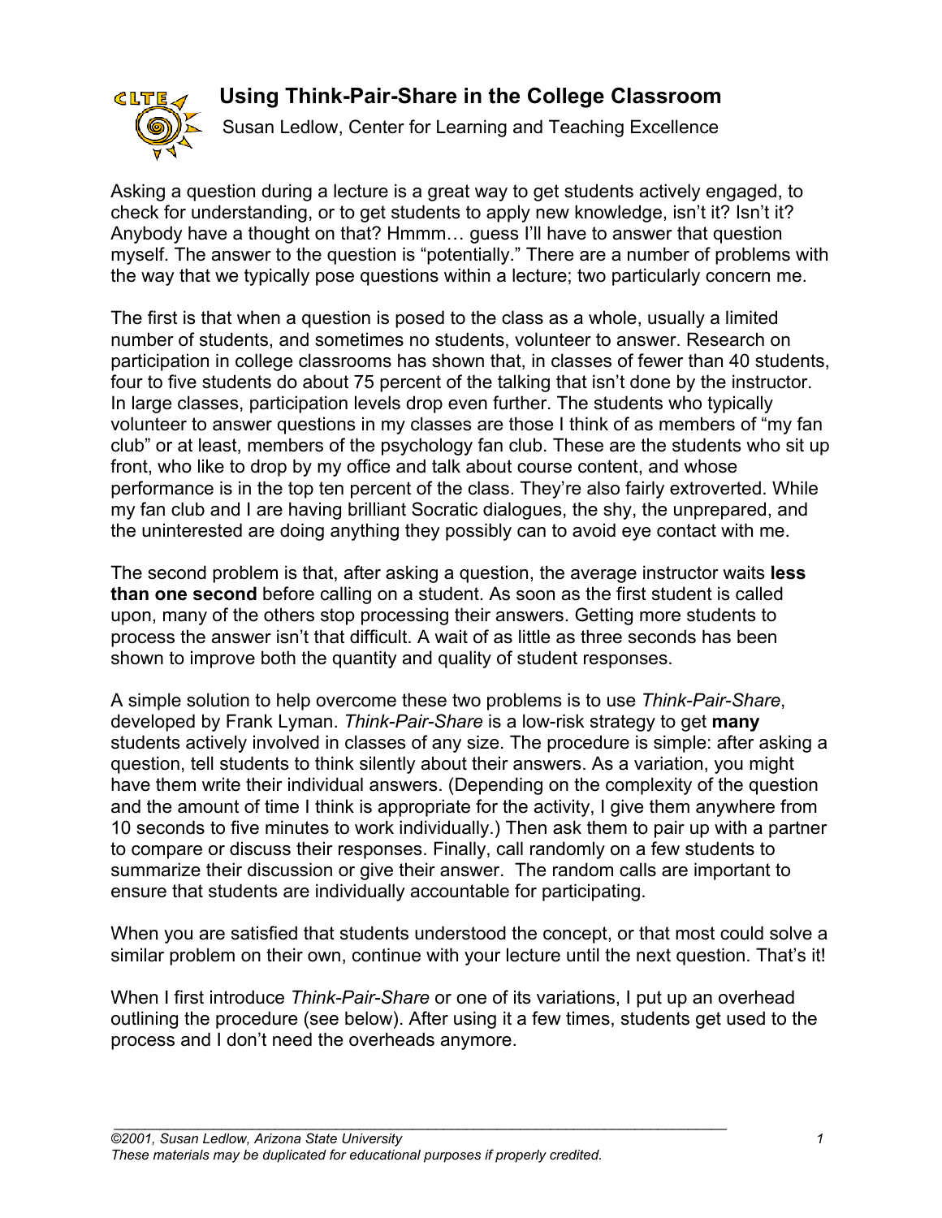# Using Think-Pair-Share in the College Classroom

Susan Ledlow, Center for Learning and Teaching Excellence

Asking a question during a lecture is a great way to get students actively engaged, to check for understanding, or to get students to apply new knowledge, isn't it? Isn't it? Anybody have a thought on that? Hmmm… guess I'll have to answer that question myself. The answer to the question is "potentially." There are a number of problems with the way that we typically pose questions within a lecture; two particularly concern me.

The first is that when a question is posed to the class as a whole, usually a limited number of students, and sometimes no students, volunteer to answer. Research on participation in college classrooms has shown that, in classes of fewer than 40 students, four to five students do about 75 percent of the talking that isn't done by the instructor. In large classes, participation levels drop even further. The students who typically volunteer to answer questions in my classes are those I think of as members of "my fan club" or at least, members of the psychology fan club. These are the students who sit up front, who like to drop by my office and talk about course content, and whose performance is in the top ten percent of the class. They're also fairly extroverted. While my fan club and I are having brilliant Socratic dialogues, the shy, the unprepared, and the uninterested are doing anything they possibly can to avoid eye contact with me.

The second problem is that, after asking a question, the average instructor waits **less than one second** before calling on a student. As soon as the first student is called upon, many of the others stop processing their answers. Getting more students to process the answer isn't that difficult. A wait of as little as three seconds has been shown to improve both the quantity and quality of student responses.

A simple solution to help overcome these two problems is to use *Think-Pair-Share*, developed by Frank Lyman. *Think-Pair-Share* is a low-risk strategy to get **many** students actively involved in classes of any size. The procedure is simple: after asking a question, tell students to think silently about their answers. As a variation, you might have them write their individual answers. (Depending on the complexity of the question and the amount of time I think is appropriate for the activity, I give them anywhere from 10 seconds to five minutes to work individually.) Then ask them to pair up with a partner to compare or discuss their responses. Finally, call randomly on a few students to summarize their discussion or give their answer. The random calls are important to ensure that students are individually accountable for participating.

When you are satisfied that students understood the concept, or that most could solve a similar problem on their own, continue with your lecture until the next question. That's it!

When I first introduce *Think-Pair-Share* or one of its variations, I put up an overhead outlining the procedure (see below). After using it a few times, students get used to the process and I don't need the overheads anymore.

*©2001, Susan Ledlow, Arizona State University*
*These materials may be duplicated for educational purposes if properly credited.*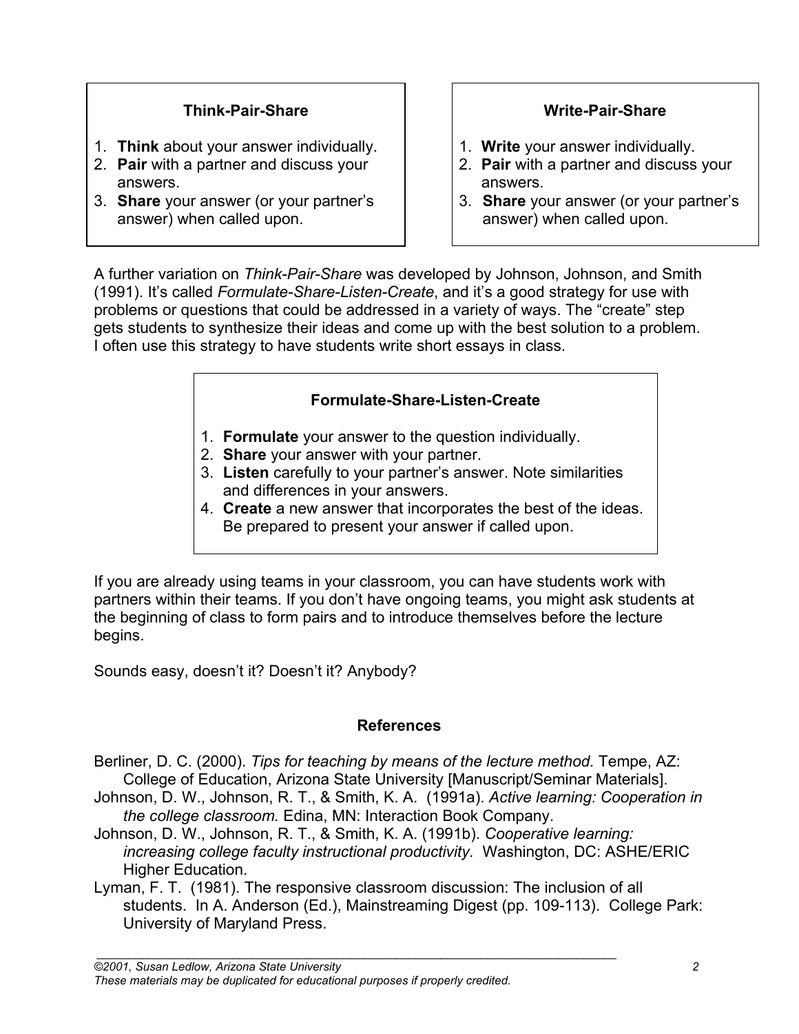**Think-Pair-Share**

1. **Think** about your answer individually.
2. **Pair** with a partner and discuss your answers.
3. **Share** your answer (or your partner's answer) when called upon.

**Write-Pair-Share**

1. **Write** your answer individually.
2. **Pair** with a partner and discuss your answers.
3. **Share** your answer (or your partner's answer) when called upon.

A further variation on *Think-Pair-Share* was developed by Johnson, Johnson, and Smith (1991). It's called *Formulate-Share-Listen-Create*, and it's a good strategy for use with problems or questions that could be addressed in a variety of ways. The "create" step gets students to synthesize their ideas and come up with the best solution to a problem. I often use this strategy to have students write short essays in class.

**Formulate-Share-Listen-Create**

1. **Formulate** your answer to the question individually.
2. **Share** your answer with your partner.
3. **Listen** carefully to your partner's answer. Note similarities and differences in your answers.
4. **Create** a new answer that incorporates the best of the ideas. Be prepared to present your answer if called upon.

If you are already using teams in your classroom, you can have students work with partners within their teams. If you don't have ongoing teams, you might ask students at the beginning of class to form pairs and to introduce themselves before the lecture begins.

Sounds easy, doesn't it? Doesn't it? Anybody?

## References

Berliner, D. C. (2000). *Tips for teaching by means of the lecture method.* Tempe, AZ: College of Education, Arizona State University [Manuscript/Seminar Materials].

Johnson, D. W., Johnson, R. T., & Smith, K. A. (1991a). *Active learning: Cooperation in the college classroom.* Edina, MN: Interaction Book Company.

Johnson, D. W., Johnson, R. T., & Smith, K. A. (1991b). *Cooperative learning: increasing college faculty instructional productivity.* Washington, DC: ASHE/ERIC Higher Education.

Lyman, F. T. (1981). The responsive classroom discussion: The inclusion of all students. In A. Anderson (Ed.), Mainstreaming Digest (pp. 109-113). College Park: University of Maryland Press.

*©2001, Susan Ledlow, Arizona State University*
*These materials may be duplicated for educational purposes if properly credited.*